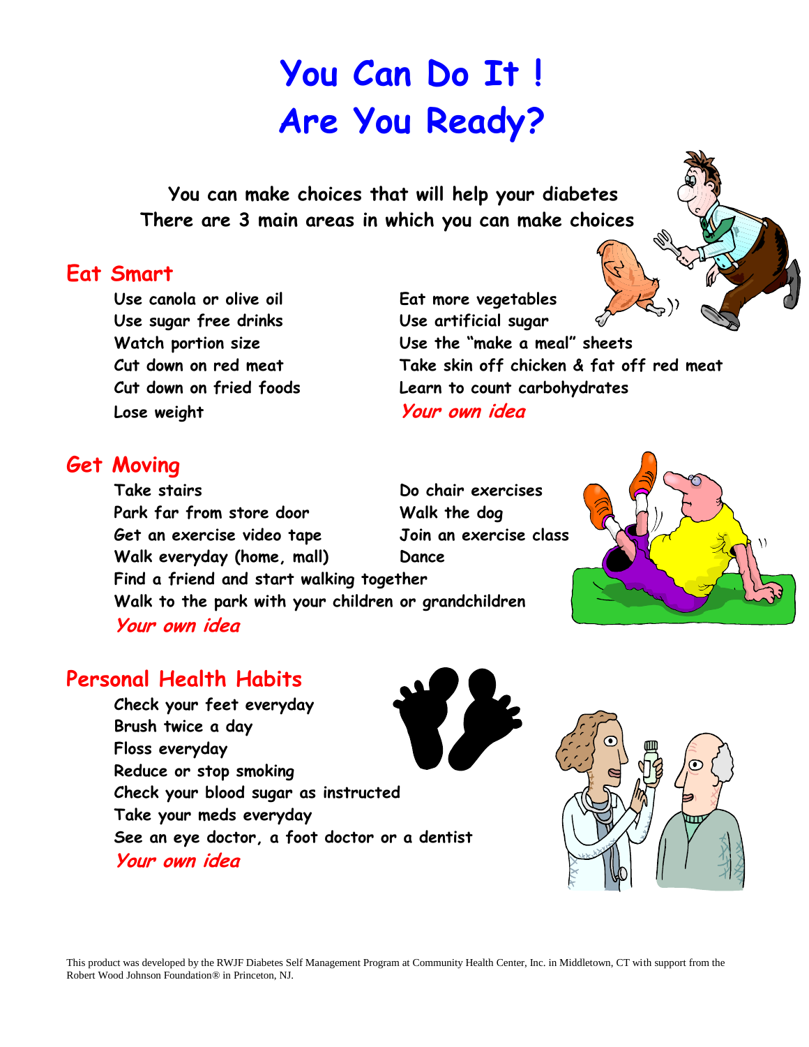# You Can Do It !
# Are You Ready?

**You can make choices that will help your diabetes**
**There are 3 main areas in which you can make choices**

## Eat Smart

- Use canola or olive oil
- Use sugar free drinks
- Watch portion size
- Cut down on red meat
- Cut down on fried foods
- Lose weight
- Eat more vegetables
- Use artificial sugar
- Use the "make a meal" sheets
- Take skin off chicken & fat off red meat
- Learn to count carbohydrates
- *Your own idea*

## Get Moving

- Take stairs
- Park far from store door
- Get an exercise video tape
- Walk everyday (home, mall)
- Do chair exercises
- Walk the dog
- Join an exercise class
- Dance
- Find a friend and start walking together
- Walk to the park with your children or grandchildren
- *Your own idea*

## Personal Health Habits

- Check your feet everyday
- Brush twice a day
- Floss everyday
- Reduce or stop smoking
- Check your blood sugar as instructed
- Take your meds everyday
- See an eye doctor, a foot doctor or a dentist
- *Your own idea*

This product was developed by the RWJF Diabetes Self Management Program at Community Health Center, Inc. in Middletown, CT with support from the Robert Wood Johnson Foundation® in Princeton, NJ.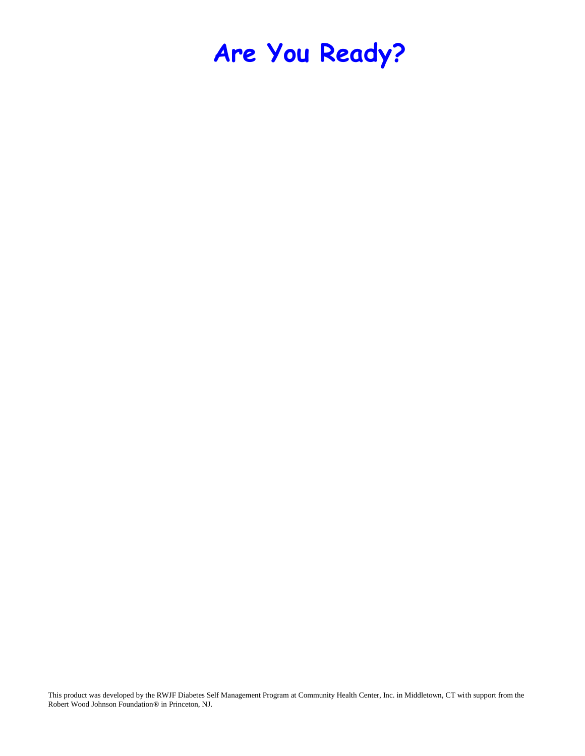# Are You Ready?

This product was developed by the RWJF Diabetes Self Management Program at Community Health Center, Inc. in Middletown, CT with support from the Robert Wood Johnson Foundation® in Princeton, NJ.